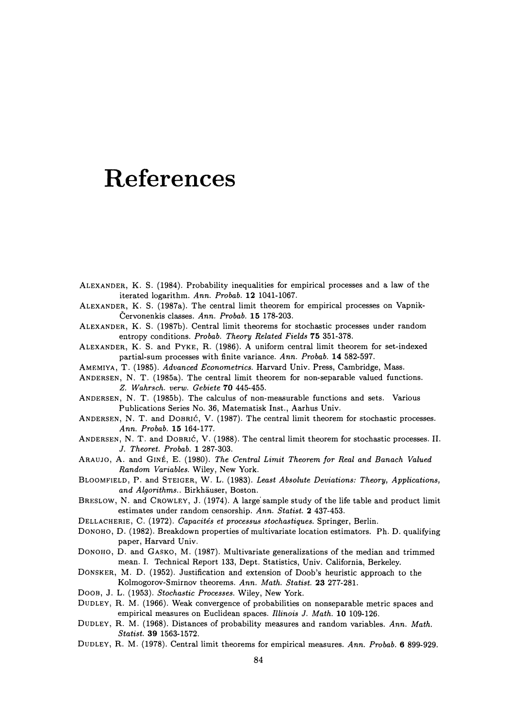# References

ALEXANDER, K. S. (1984). Probability inequalities for empirical processes and a law of the iterated logarithm. *Ann. Probab.* **12** 1041-1067.

ALEXANDER, K. S. (1987a). The central limit theorem for empirical processes on Vapnik-Červonenkis classes. *Ann. Probab.* **15** 178-203.

ALEXANDER, K. S. (1987b). Central limit theorems for stochastic processes under random entropy conditions. *Probab. Theory Related Fields* **75** 351-378.

ALEXANDER, K. S. and PYKE, R. (1986). A uniform central limit theorem for set-indexed partial-sum processes with finite variance. *Ann. Probab.* **14** 582-597.

AMEMIYA, T. (1985). *Advanced Econometrics.* Harvard Univ. Press, Cambridge, Mass.

ANDERSEN, N. T. (1985a). The central limit theorem for non-separable valued functions. *Z. Wahrsch. verw. Gebiete* **70** 445-455.

ANDERSEN, N. T. (1985b). The calculus of non-measurable functions and sets. Various Publications Series No. 36, Matematisk Inst., Aarhus Univ.

ANDERSEN, N. T. and DOBRIĆ, V. (1987). The central limit theorem for stochastic processes. *Ann. Probab.* **15** 164-177.

ANDERSEN, N. T. and DOBRIĆ, V. (1988). The central limit theorem for stochastic processes. II. *J. Theoret. Probab.* **1** 287-303.

ARAUJO, A. and GINÉ, E. (1980). *The Central Limit Theorem for Real and Banach Valued Random Variables.* Wiley, New York.

BLOOMFIELD, P. and STEIGER, W. L. (1983). *Least Absolute Deviations: Theory, Applications, and Algorithms.*. Birkhäuser, Boston.

BRESLOW, N. and CROWLEY, J. (1974). A large sample study of the life table and product limit estimates under random censorship. *Ann. Statist.* **2** 437-453.

DELLACHERIE, C. (1972). *Capacités et processus stochastiques.* Springer, Berlin.

DONOHO, D. (1982). Breakdown properties of multivariate location estimators. Ph. D. qualifying paper, Harvard Univ.

DONOHO, D. and GASKO, M. (1987). Multivariate generalizations of the median and trimmed mean. I. Technical Report 133, Dept. Statistics, Univ. California, Berkeley.

DONSKER, M. D. (1952). Justification and extension of Doob's heuristic approach to the Kolmogorov-Smirnov theorems. *Ann. Math. Statist.* **23** 277-281.

DOOB, J. L. (1953). *Stochastic Processes.* Wiley, New York.

DUDLEY, R. M. (1966). Weak convergence of probabilities on nonseparable metric spaces and empirical measures on Euclidean spaces. *Illinois J. Math.* **10** 109-126.

DUDLEY, R. M. (1968). Distances of probability measures and random variables. *Ann. Math. Statist.* **39** 1563-1572.

DUDLEY, R. M. (1978). Central limit theorems for empirical measures. *Ann. Probab.* **6** 899-929.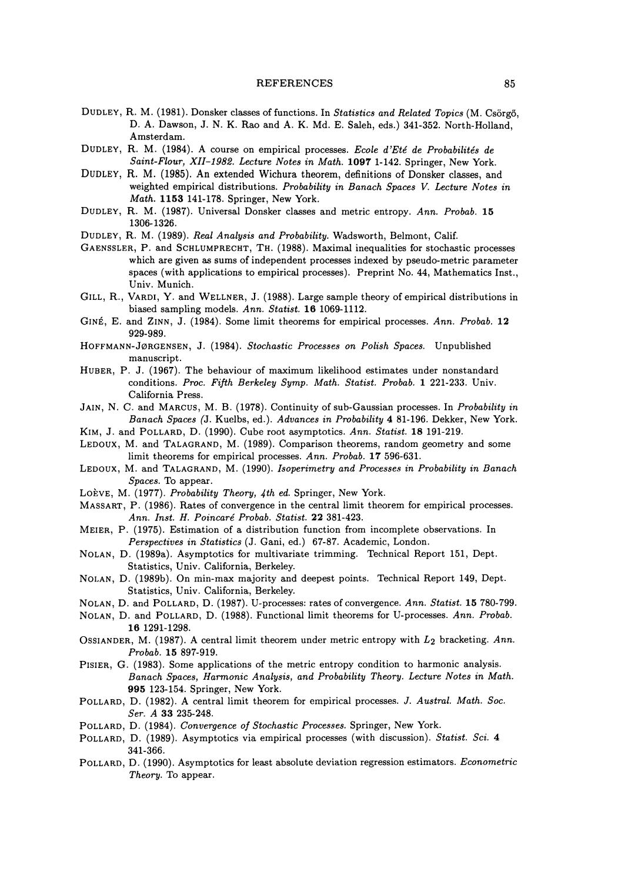Dudley, R. M. (1981). Donsker classes of functions. In *Statistics and Related Topics* (M. Csörgő, D. A. Dawson, J. N. K. Rao and A. K. Md. E. Saleh, eds.) 341-352. North-Holland, Amsterdam.

Dudley, R. M. (1984). A course on empirical processes. *Ecole d'Eté de Probabilités de Saint-Flour, XII-1982. Lecture Notes in Math.* **1097** 1-142. Springer, New York.

Dudley, R. M. (1985). An extended Wichura theorem, definitions of Donsker classes, and weighted empirical distributions. *Probability in Banach Spaces V. Lecture Notes in Math.* **1153** 141-178. Springer, New York.

Dudley, R. M. (1987). Universal Donsker classes and metric entropy. *Ann. Probab.* **15** 1306-1326.

Dudley, R. M. (1989). *Real Analysis and Probability.* Wadsworth, Belmont, Calif.

Gaenssler, P. and Schlumprecht, Th. (1988). Maximal inequalities for stochastic processes which are given as sums of independent processes indexed by pseudo-metric parameter spaces (with applications to empirical processes). Preprint No. 44, Mathematics Inst., Univ. Munich.

Gill, R., Vardi, Y. and Wellner, J. (1988). Large sample theory of empirical distributions in biased sampling models. *Ann. Statist.* **16** 1069-1112.

Giné, E. and Zinn, J. (1984). Some limit theorems for empirical processes. *Ann. Probab.* **12** 929-989.

Hoffmann-Jørgensen, J. (1984). *Stochastic Processes on Polish Spaces.* Unpublished manuscript.

Huber, P. J. (1967). The behaviour of maximum likelihood estimates under nonstandard conditions. *Proc. Fifth Berkeley Symp. Math. Statist. Probab.* **1** 221-233. Univ. California Press.

Jain, N. C. and Marcus, M. B. (1978). Continuity of sub-Gaussian processes. In *Probability in Banach Spaces* (J. Kuelbs, ed.). *Advances in Probability* **4** 81-196. Dekker, New York.

Kim, J. and Pollard, D. (1990). Cube root asymptotics. *Ann. Statist.* **18** 191-219.

Ledoux, M. and Talagrand, M. (1989). Comparison theorems, random geometry and some limit theorems for empirical processes. *Ann. Probab.* **17** 596-631.

Ledoux, M. and Talagrand, M. (1990). *Isoperimetry and Processes in Probability in Banach Spaces.* To appear.

Loève, M. (1977). *Probability Theory, 4th ed.* Springer, New York.

Massart, P. (1986). Rates of convergence in the central limit theorem for empirical processes. *Ann. Inst. H. Poincaré Probab. Statist.* **22** 381-423.

Meier, P. (1975). Estimation of a distribution function from incomplete observations. In *Perspectives in Statistics* (J. Gani, ed.) 67-87. Academic, London.

Nolan, D. (1989a). Asymptotics for multivariate trimming. Technical Report 151, Dept. Statistics, Univ. California, Berkeley.

Nolan, D. (1989b). On min-max majority and deepest points. Technical Report 149, Dept. Statistics, Univ. California, Berkeley.

Nolan, D. and Pollard, D. (1987). U-processes: rates of convergence. *Ann. Statist.* **15** 780-799.

Nolan, D. and Pollard, D. (1988). Functional limit theorems for U-processes. *Ann. Probab.* **16** 1291-1298.

Ossiander, M. (1987). A central limit theorem under metric entropy with $L_2$ bracketing. *Ann. Probab.* **15** 897-919.

Pisier, G. (1983). Some applications of the metric entropy condition to harmonic analysis. *Banach Spaces, Harmonic Analysis, and Probability Theory. Lecture Notes in Math.* **995** 123-154. Springer, New York.

Pollard, D. (1982). A central limit theorem for empirical processes. *J. Austral. Math. Soc. Ser. A* **33** 235-248.

Pollard, D. (1984). *Convergence of Stochastic Processes.* Springer, New York.

Pollard, D. (1989). Asymptotics via empirical processes (with discussion). *Statist. Sci.* **4** 341-366.

Pollard, D. (1990). Asymptotics for least absolute deviation regression estimators. *Econometric Theory.* To appear.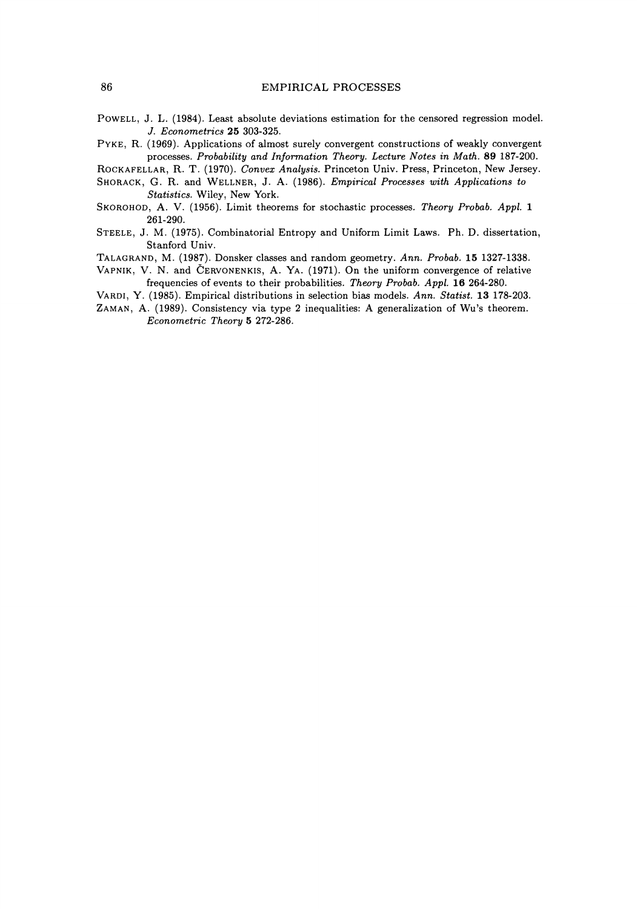POWELL, J. L. (1984). Least absolute deviations estimation for the censored regression model. *J. Econometrics* **25** 303-325.

PYKE, R. (1969). Applications of almost surely convergent constructions of weakly convergent processes. *Probability and Information Theory. Lecture Notes in Math.* **89** 187-200.

ROCKAFELLAR, R. T. (1970). *Convex Analysis*. Princeton Univ. Press, Princeton, New Jersey.

SHORACK, G. R. and WELLNER, J. A. (1986). *Empirical Processes with Applications to Statistics*. Wiley, New York.

SKOROHOD, A. V. (1956). Limit theorems for stochastic processes. *Theory Probab. Appl.* **1** 261-290.

STEELE, J. M. (1975). Combinatorial Entropy and Uniform Limit Laws. Ph. D. dissertation, Stanford Univ.

TALAGRAND, M. (1987). Donsker classes and random geometry. *Ann. Probab.* **15** 1327-1338.

VAPNIK, V. N. and ČERVONENKIS, A. YA. (1971). On the uniform convergence of relative frequencies of events to their probabilities. *Theory Probab. Appl.* **16** 264-280.

VARDI, Y. (1985). Empirical distributions in selection bias models. *Ann. Statist.* **13** 178-203.

ZAMAN, A. (1989). Consistency via type 2 inequalities: A generalization of Wu's theorem. *Econometric Theory* **5** 272-286.